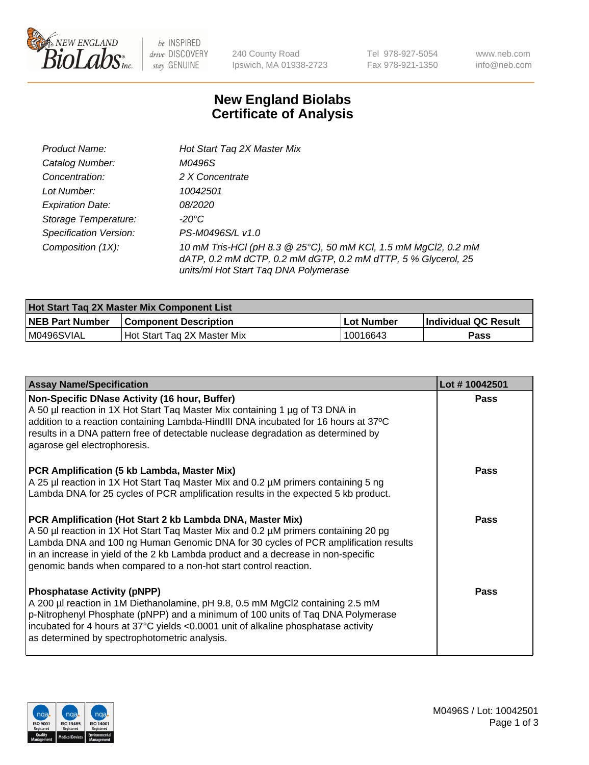# New England Biolabs
# Certificate of Analysis

| | |
|---|---|
| *Product Name:* | *Hot Start Taq 2X Master Mix* |
| *Catalog Number:* | *M0496S* |
| *Concentration:* | *2 X Concentrate* |
| *Lot Number:* | *10042501* |
| *Expiration Date:* | *08/2020* |
| *Storage Temperature:* | *-20°C* |
| *Specification Version:* | *PS-M0496S/L v1.0* |
| *Composition (1X):* | *10 mM Tris-HCl (pH 8.3 @ 25°C), 50 mM KCl, 1.5 mM MgCl2, 0.2 mM dATP, 0.2 mM dCTP, 0.2 mM dGTP, 0.2 mM dTTP, 5 % Glycerol, 25 units/ml Hot Start Taq DNA Polymerase* |

| Hot Start Taq 2X Master Mix Component List | | | |
|---|---|---|---|
| **NEB Part Number** | **Component Description** | **Lot Number** | **Individual QC Result** |
| M0496SVIAL | Hot Start Taq 2X Master Mix | 10016643 | **Pass** |

| Assay Name/Specification | Lot # 10042501 |
|---|---|
| **Non-Specific DNase Activity (16 hour, Buffer)**<br>A 50 µl reaction in 1X Hot Start Taq Master Mix containing 1 µg of T3 DNA in addition to a reaction containing Lambda-HindIII DNA incubated for 16 hours at 37ºC results in a DNA pattern free of detectable nuclease degradation as determined by agarose gel electrophoresis. | **Pass** |
| **PCR Amplification (5 kb Lambda, Master Mix)**<br>A 25 µl reaction in 1X Hot Start Taq Master Mix and 0.2 µM primers containing 5 ng Lambda DNA for 25 cycles of PCR amplification results in the expected 5 kb product. | **Pass** |
| **PCR Amplification (Hot Start 2 kb Lambda DNA, Master Mix)**<br>A 50 µl reaction in 1X Hot Start Taq Master Mix and 0.2 µM primers containing 20 pg Lambda DNA and 100 ng Human Genomic DNA for 30 cycles of PCR amplification results in an increase in yield of the 2 kb Lambda product and a decrease in non-specific genomic bands when compared to a non-hot start control reaction. | **Pass** |
| **Phosphatase Activity (pNPP)**<br>A 200 µl reaction in 1M Diethanolamine, pH 9.8, 0.5 mM MgCl2 containing 2.5 mM p-Nitrophenyl Phosphate (pNPP) and a minimum of 100 units of Taq DNA Polymerase incubated for 4 hours at 37°C yields <0.0001 unit of alkaline phosphatase activity as determined by spectrophotometric analysis. | **Pass** |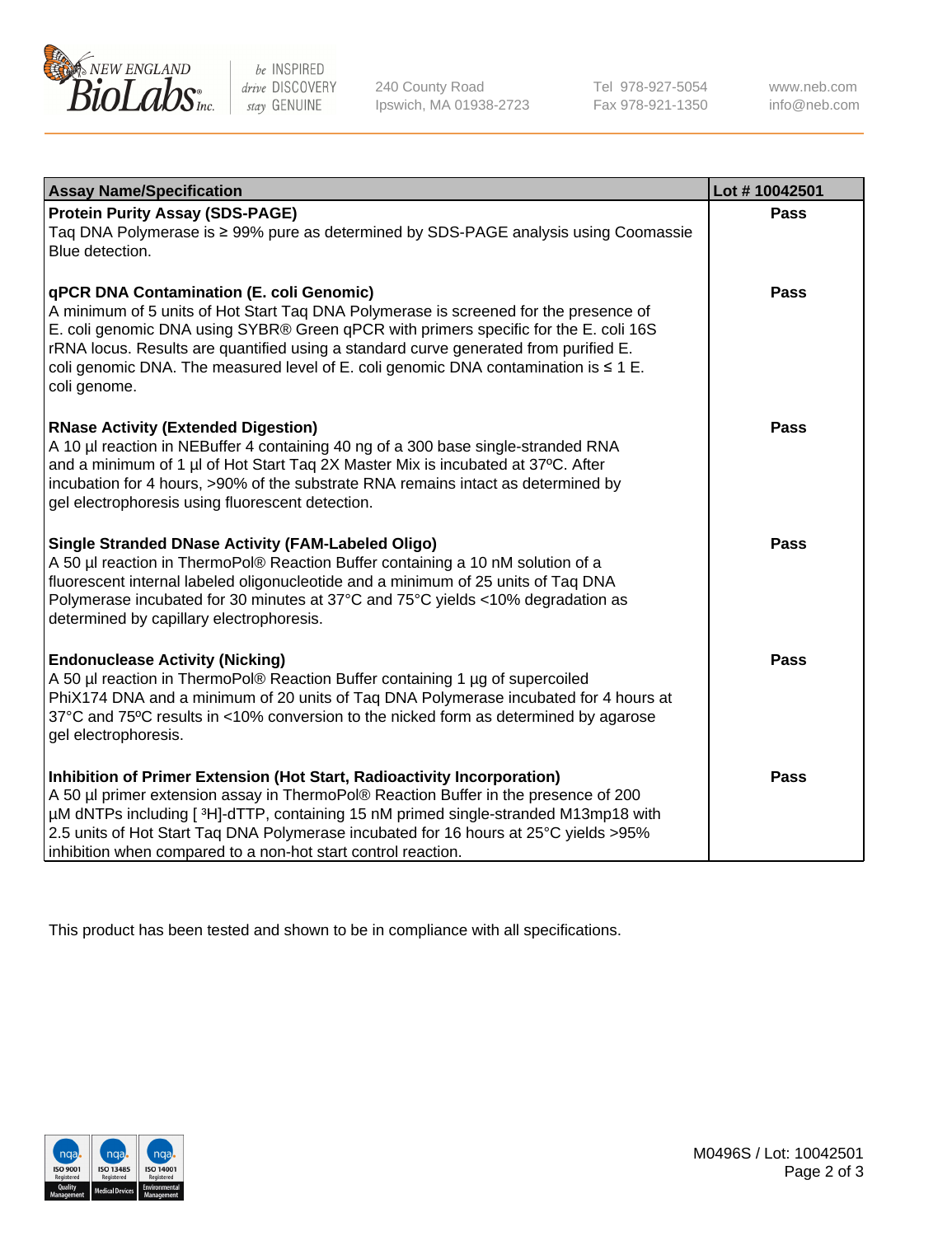| Assay Name/Specification | Lot # 10042501 |
| --- | --- |
| **Protein Purity Assay (SDS-PAGE)**<br>Taq DNA Polymerase is ≥ 99% pure as determined by SDS-PAGE analysis using Coomassie Blue detection. | **Pass** |
| **qPCR DNA Contamination (E. coli Genomic)**<br>A minimum of 5 units of Hot Start Taq DNA Polymerase is screened for the presence of E. coli genomic DNA using SYBR® Green qPCR with primers specific for the E. coli 16S rRNA locus. Results are quantified using a standard curve generated from purified E. coli genomic DNA. The measured level of E. coli genomic DNA contamination is ≤ 1 E. coli genome. | **Pass** |
| **RNase Activity (Extended Digestion)**<br>A 10 µl reaction in NEBuffer 4 containing 40 ng of a 300 base single-stranded RNA and a minimum of 1 µl of Hot Start Taq 2X Master Mix is incubated at 37ºC. After incubation for 4 hours, >90% of the substrate RNA remains intact as determined by gel electrophoresis using fluorescent detection. | **Pass** |
| **Single Stranded DNase Activity (FAM-Labeled Oligo)**<br>A 50 µl reaction in ThermoPol® Reaction Buffer containing a 10 nM solution of a fluorescent internal labeled oligonucleotide and a minimum of 25 units of Taq DNA Polymerase incubated for 30 minutes at 37°C and 75°C yields <10% degradation as determined by capillary electrophoresis. | **Pass** |
| **Endonuclease Activity (Nicking)**<br>A 50 µl reaction in ThermoPol® Reaction Buffer containing 1 µg of supercoiled PhiX174 DNA and a minimum of 20 units of Taq DNA Polymerase incubated for 4 hours at 37°C and 75ºC results in <10% conversion to the nicked form as determined by agarose gel electrophoresis. | **Pass** |
| **Inhibition of Primer Extension (Hot Start, Radioactivity Incorporation)**<br>A 50 µl primer extension assay in ThermoPol® Reaction Buffer in the presence of 200 µM dNTPs including [ $^3$H]-dTTP, containing 15 nM primed single-stranded M13mp18 with 2.5 units of Hot Start Taq DNA Polymerase incubated for 16 hours at 25°C yields >95% inhibition when compared to a non-hot start control reaction. | **Pass** |

This product has been tested and shown to be in compliance with all specifications.

M0496S / Lot: 10042501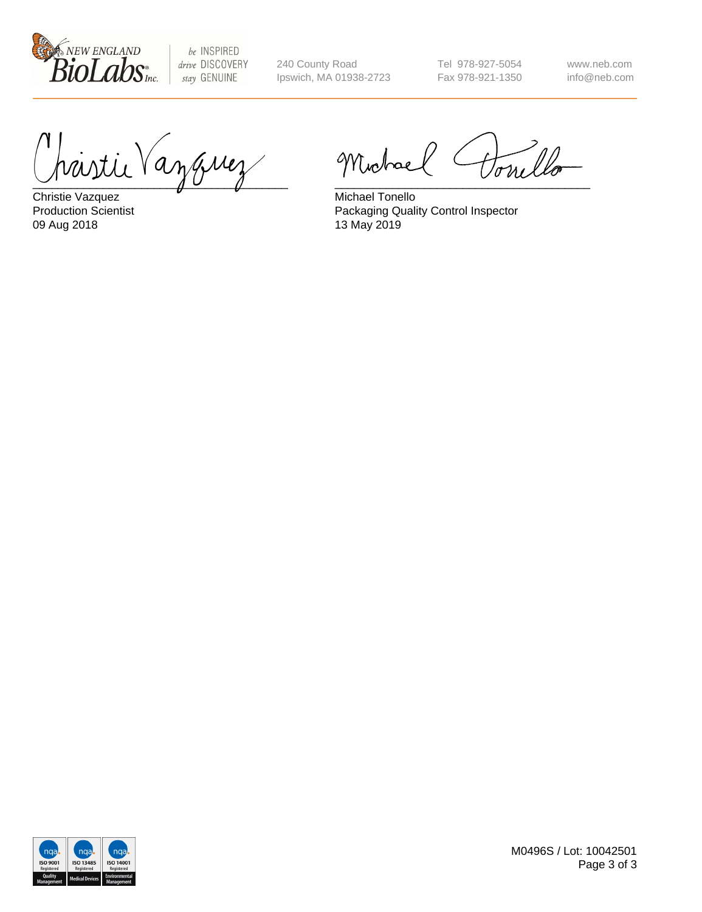Christie Vazquez
Production Scientist
09 Aug 2018

Michael Tonello
Packaging Quality Control Inspector
13 May 2019